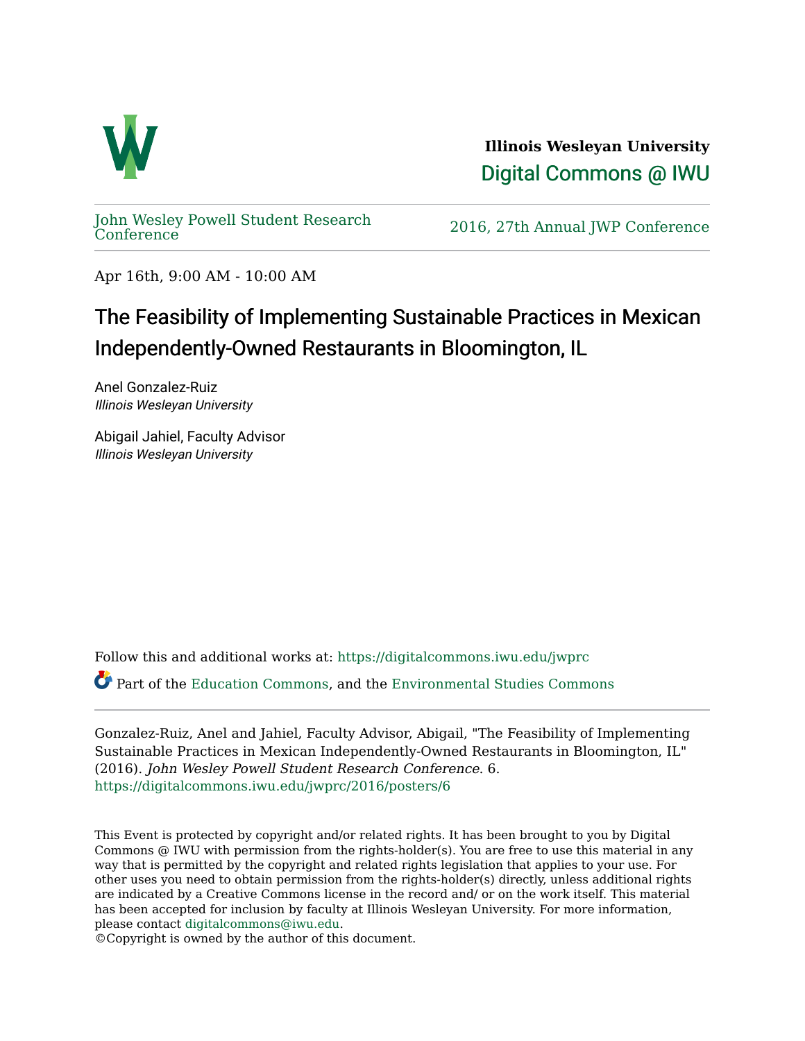**Illinois Wesleyan University**

Digital Commons @ IWU

John Wesley Powell Student Research Conference

2016, 27th Annual JWP Conference

Apr 16th, 9:00 AM - 10:00 AM

# The Feasibility of Implementing Sustainable Practices in Mexican Independently-Owned Restaurants in Bloomington, IL

Anel Gonzalez-Ruiz
*Illinois Wesleyan University*

Abigail Jahiel, Faculty Advisor
*Illinois Wesleyan University*

Follow this and additional works at: https://digitalcommons.iwu.edu/jwprc

Part of the Education Commons, and the Environmental Studies Commons

Gonzalez-Ruiz, Anel and Jahiel, Faculty Advisor, Abigail, "The Feasibility of Implementing Sustainable Practices in Mexican Independently-Owned Restaurants in Bloomington, IL" (2016). *John Wesley Powell Student Research Conference*. 6.
https://digitalcommons.iwu.edu/jwprc/2016/posters/6

This Event is protected by copyright and/or related rights. It has been brought to you by Digital Commons @ IWU with permission from the rights-holder(s). You are free to use this material in any way that is permitted by the copyright and related rights legislation that applies to your use. For other uses you need to obtain permission from the rights-holder(s) directly, unless additional rights are indicated by a Creative Commons license in the record and/ or on the work itself. This material has been accepted for inclusion by faculty at Illinois Wesleyan University. For more information, please contact digitalcommons@iwu.edu.
©Copyright is owned by the author of this document.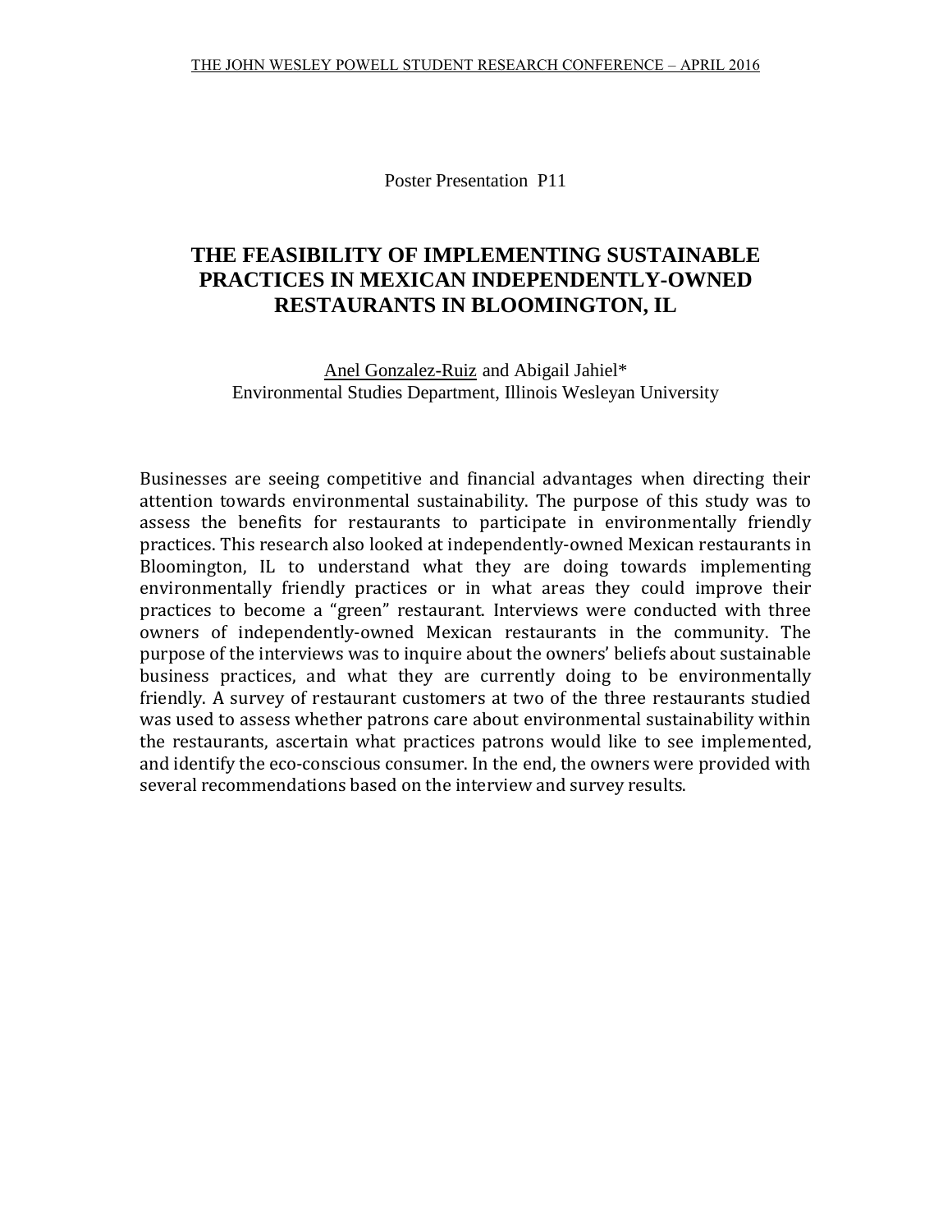Poster Presentation P11

# THE FEASIBILITY OF IMPLEMENTING SUSTAINABLE PRACTICES IN MEXICAN INDEPENDENTLY-OWNED RESTAURANTS IN BLOOMINGTON, IL

Anel Gonzalez-Ruiz and Abigail Jahiel*
Environmental Studies Department, Illinois Wesleyan University

Businesses are seeing competitive and financial advantages when directing their attention towards environmental sustainability. The purpose of this study was to assess the benefits for restaurants to participate in environmentally friendly practices. This research also looked at independently-owned Mexican restaurants in Bloomington, IL to understand what they are doing towards implementing environmentally friendly practices or in what areas they could improve their practices to become a "green" restaurant. Interviews were conducted with three owners of independently-owned Mexican restaurants in the community. The purpose of the interviews was to inquire about the owners' beliefs about sustainable business practices, and what they are currently doing to be environmentally friendly. A survey of restaurant customers at two of the three restaurants studied was used to assess whether patrons care about environmental sustainability within the restaurants, ascertain what practices patrons would like to see implemented, and identify the eco-conscious consumer. In the end, the owners were provided with several recommendations based on the interview and survey results.